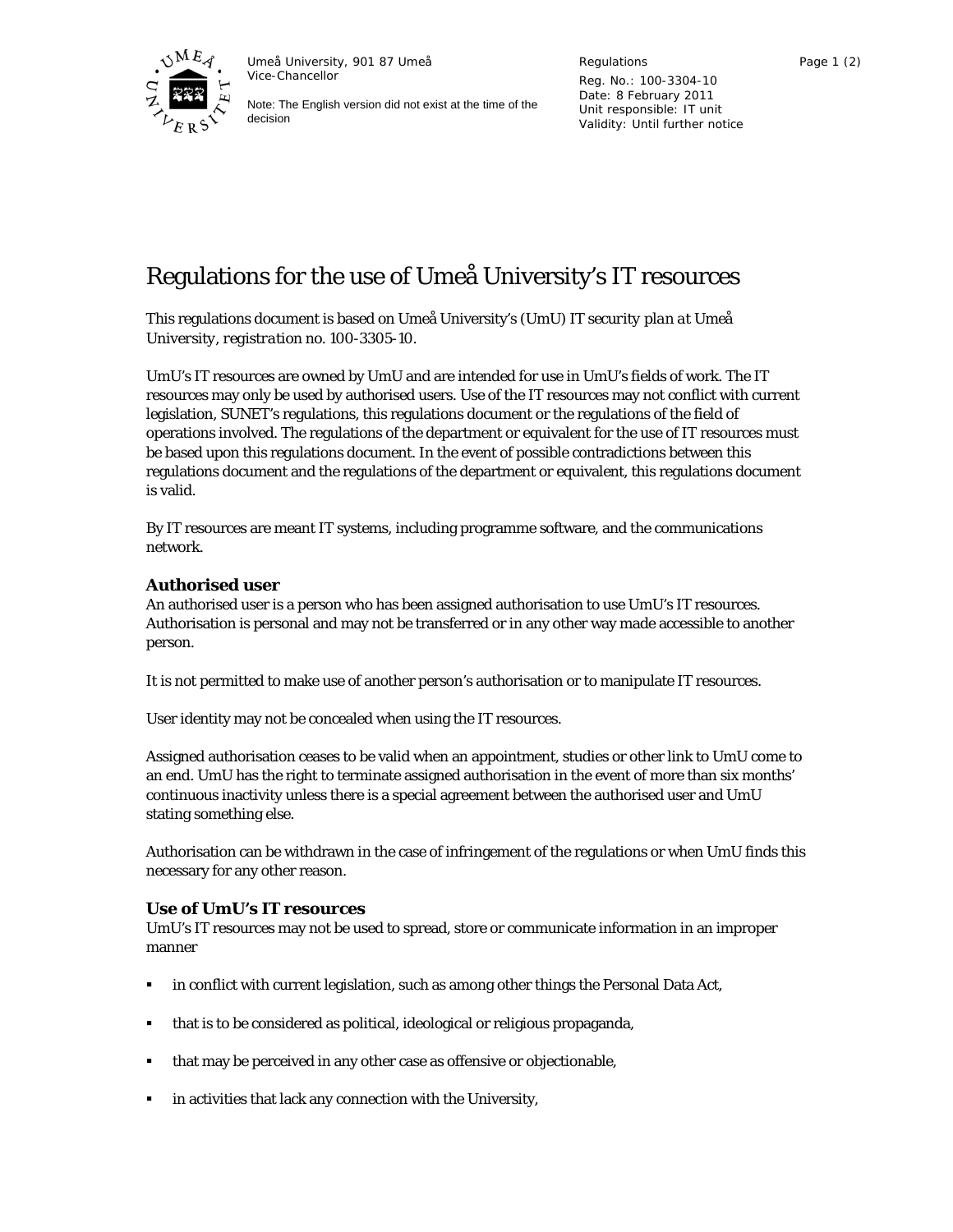Umeå University, 901 87 Umeå
Vice-Chancellor

Note: The English version did not exist at the time of the decision

Regulations
Reg. No.: 100-3304-10
Date: 8 February 2011
Unit responsible: IT unit
Validity: Until further notice

# Regulations for the use of Umeå University's IT resources

This regulations document is based on Umeå University's (UmU) *IT security plan at Umeå University, registration no. 100-3305-10.*

UmU's IT resources are owned by UmU and are intended for use in UmU's fields of work. The IT resources may only be used by authorised users. Use of the IT resources may not conflict with current legislation, SUNET's regulations, this regulations document or the regulations of the field of operations involved. The regulations of the department or equivalent for the use of IT resources must be based upon this regulations document. In the event of possible contradictions between this regulations document and the regulations of the department or equivalent, this regulations document is valid.

By IT resources are meant IT systems, including programme software, and the communications network.

### Authorised user

An authorised user is a person who has been assigned authorisation to use UmU's IT resources. Authorisation is personal and may not be transferred or in any other way made accessible to another person.

It is not permitted to make use of another person's authorisation or to manipulate IT resources.

User identity may not be concealed when using the IT resources.

Assigned authorisation ceases to be valid when an appointment, studies or other link to UmU come to an end. UmU has the right to terminate assigned authorisation in the event of more than six months' continuous inactivity unless there is a special agreement between the authorised user and UmU stating something else.

Authorisation can be withdrawn in the case of infringement of the regulations or when UmU finds this necessary for any other reason.

### Use of UmU's IT resources

UmU's IT resources may not be used to spread, store or communicate information in an improper manner

- in conflict with current legislation, such as among other things the Personal Data Act,
- that is to be considered as political, ideological or religious propaganda,
- that may be perceived in any other case as offensive or objectionable,
- in activities that lack any connection with the University,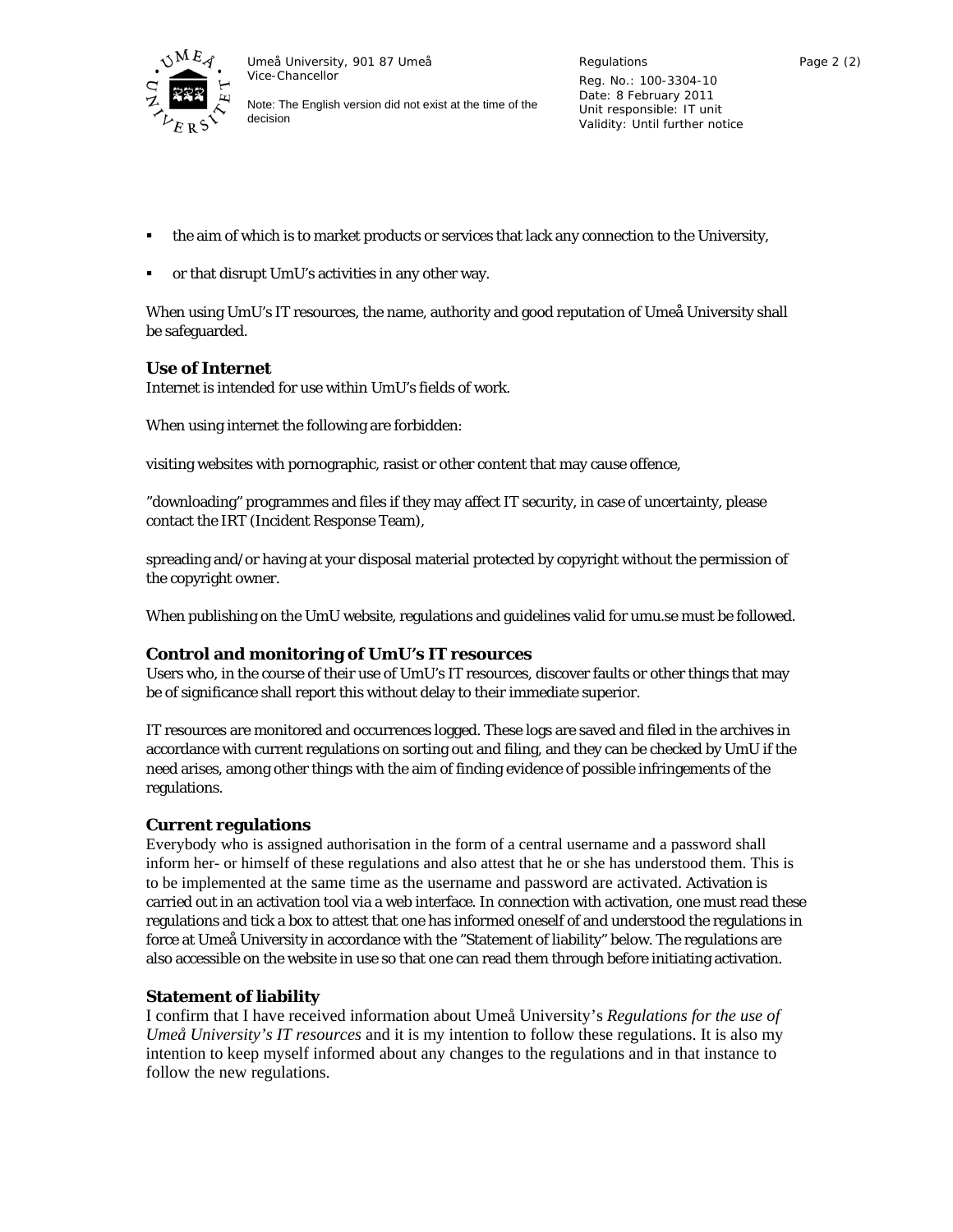- the aim of which is to market products or services that lack any connection to the University,
- or that disrupt UmU's activities in any other way.

When using UmU's IT resources, the name, authority and good reputation of Umeå University shall be safeguarded.

### Use of Internet

Internet is intended for use within UmU's fields of work.

When using internet the following are forbidden:

visiting websites with pornographic, rasist or other content that may cause offence,

"downloading" programmes and files if they may affect IT security, in case of uncertainty, please contact the IRT (Incident Response Team),

spreading and/or having at your disposal material protected by copyright without the permission of the copyright owner.

When publishing on the UmU website, regulations and guidelines valid for umu.se must be followed.

### Control and monitoring of UmU's IT resources

Users who, in the course of their use of UmU's IT resources, discover faults or other things that may be of significance shall report this without delay to their immediate superior.

IT resources are monitored and occurrences logged. These logs are saved and filed in the archives in accordance with current regulations on sorting out and filing, and they can be checked by UmU if the need arises, among other things with the aim of finding evidence of possible infringements of the regulations.

### Current regulations

Everybody who is assigned authorisation in the form of a central username and a password shall inform her- or himself of these regulations and also attest that he or she has understood them. This is to be implemented at the same time as the username and password are activated. Activation is carried out in an activation tool via a web interface. In connection with activation, one must read these regulations and tick a box to attest that one has informed oneself of and understood the regulations in force at Umeå University in accordance with the "Statement of liability" below. The regulations are also accessible on the website in use so that one can read them through before initiating activation.

### Statement of liability

I confirm that I have received information about Umeå University's *Regulations for the use of Umeå University's IT resources* and it is my intention to follow these regulations. It is also my intention to keep myself informed about any changes to the regulations and in that instance to follow the new regulations.